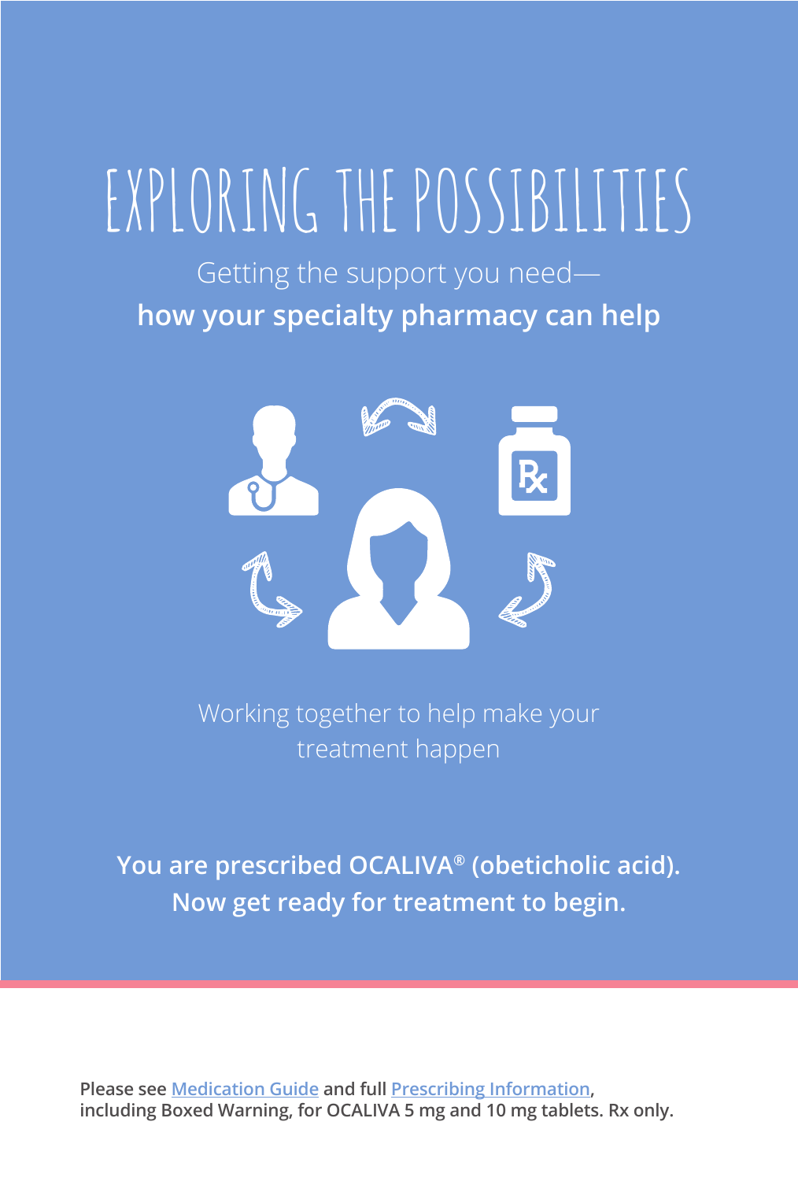# EXPLORING THE POSSIBILITIES

Getting the support you need—
**how your specialty pharmacy can help**

Working together to help make your treatment happen

**You are prescribed OCALIVA® (obeticholic acid). Now get ready for treatment to begin.**

**Please see Medication Guide and full Prescribing Information, including Boxed Warning, for OCALIVA 5 mg and 10 mg tablets. Rx only.**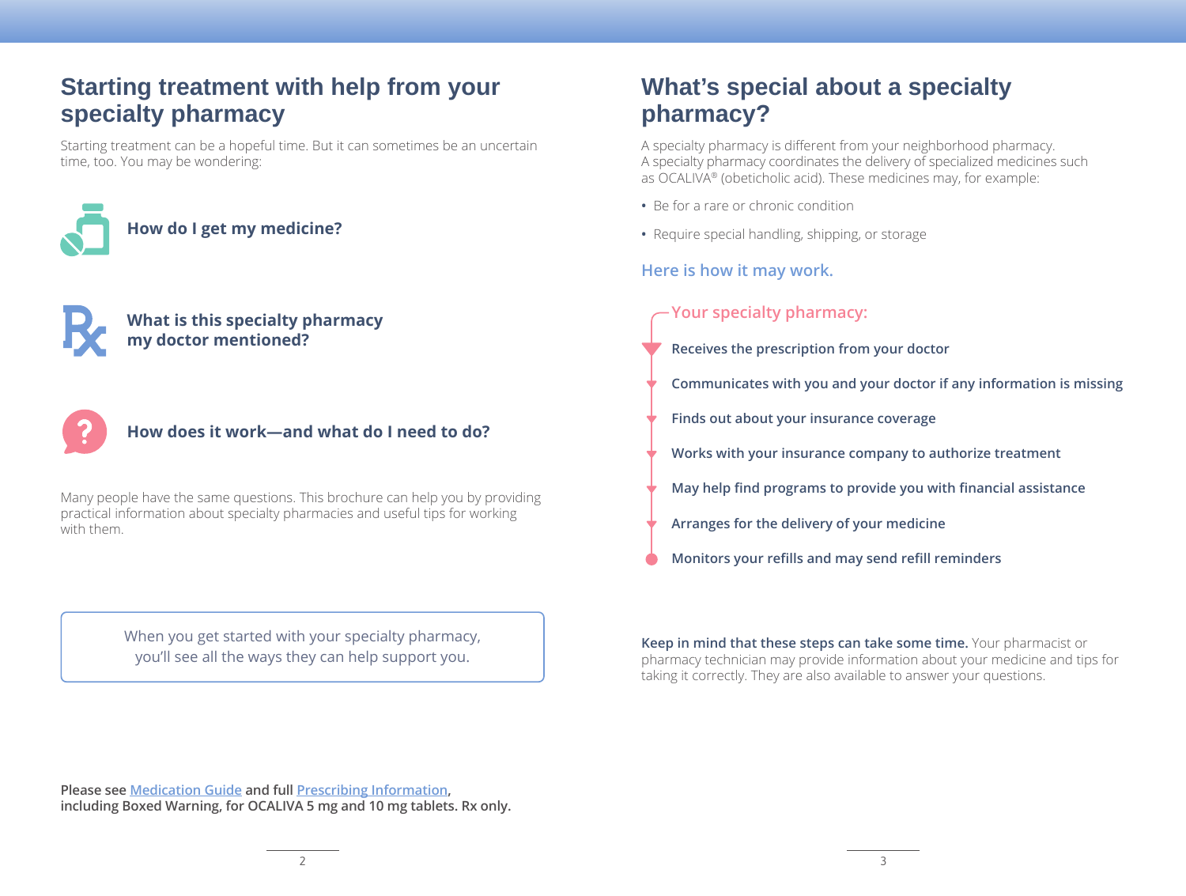## Starting treatment with help from your specialty pharmacy

Starting treatment can be a hopeful time. But it can sometimes be an uncertain time, too. You may be wondering:

**How do I get my medicine?**

**What is this specialty pharmacy my doctor mentioned?**

**How does it work—and what do I need to do?**

Many people have the same questions. This brochure can help you by providing practical information about specialty pharmacies and useful tips for working with them.

When you get started with your specialty pharmacy, you'll see all the ways they can help support you.

**Please see Medication Guide and full Prescribing Information, including Boxed Warning, for OCALIVA 5 mg and 10 mg tablets. Rx only.**

## What's special about a specialty pharmacy?

A specialty pharmacy is different from your neighborhood pharmacy. A specialty pharmacy coordinates the delivery of specialized medicines such as OCALIVA® (obeticholic acid). These medicines may, for example:

- Be for a rare or chronic condition
- Require special handling, shipping, or storage

### Here is how it may work.

Your specialty pharmacy:

- **Receives the prescription from your doctor**
- **Communicates with you and your doctor if any information is missing**
- **Finds out about your insurance coverage**
- **Works with your insurance company to authorize treatment**
- **May help find programs to provide you with financial assistance**
- **Arranges for the delivery of your medicine**
- **Monitors your refills and may send refill reminders**

**Keep in mind that these steps can take some time.** Your pharmacist or pharmacy technician may provide information about your medicine and tips for taking it correctly. They are also available to answer your questions.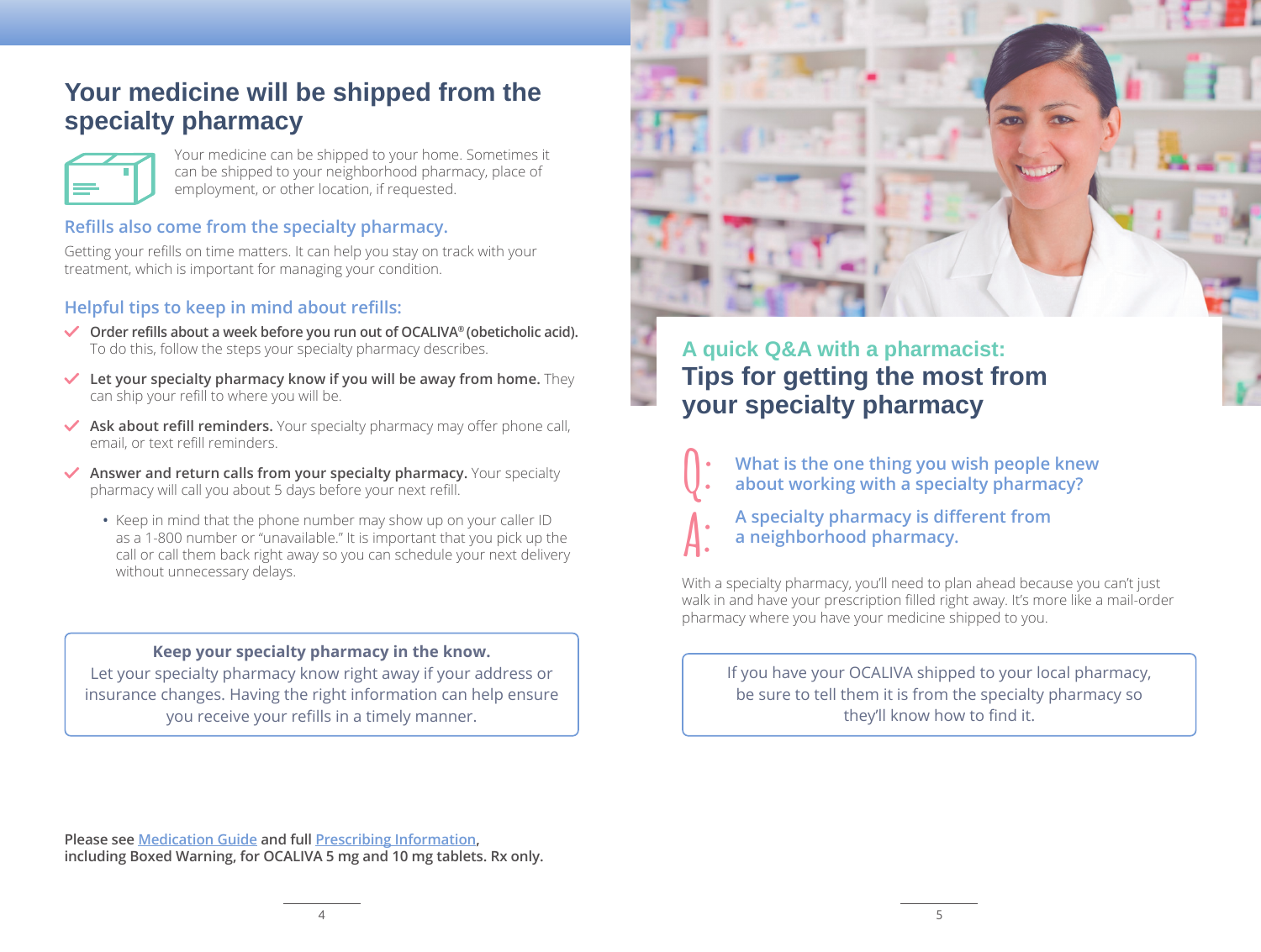# Your medicine will be shipped from the specialty pharmacy

Your medicine can be shipped to your home. Sometimes it can be shipped to your neighborhood pharmacy, place of employment, or other location, if requested.

## Refills also come from the specialty pharmacy.

Getting your refills on time matters. It can help you stay on track with your treatment, which is important for managing your condition.

## Helpful tips to keep in mind about refills:

- **Order refills about a week before you run out of OCALIVA® (obeticholic acid).** To do this, follow the steps your specialty pharmacy describes.
- **Let your specialty pharmacy know if you will be away from home.** They can ship your refill to where you will be.
- **Ask about refill reminders.** Your specialty pharmacy may offer phone call, email, or text refill reminders.
- **Answer and return calls from your specialty pharmacy.** Your specialty pharmacy will call you about 5 days before your next refill.
  - Keep in mind that the phone number may show up on your caller ID as a 1-800 number or "unavailable." It is important that you pick up the call or call them back right away so you can schedule your next delivery without unnecessary delays.

> **Keep your specialty pharmacy in the know.**
> Let your specialty pharmacy know right away if your address or insurance changes. Having the right information can help ensure you receive your refills in a timely manner.

**Please see Medication Guide and full Prescribing Information, including Boxed Warning, for OCALIVA 5 mg and 10 mg tablets. Rx only.**

## A quick Q&A with a pharmacist: Tips for getting the most from your specialty pharmacy

**Q: What is the one thing you wish people knew about working with a specialty pharmacy?**

**A: A specialty pharmacy is different from a neighborhood pharmacy.**

With a specialty pharmacy, you'll need to plan ahead because you can't just walk in and have your prescription filled right away. It's more like a mail-order pharmacy where you have your medicine shipped to you.

> If you have your OCALIVA shipped to your local pharmacy, be sure to tell them it is from the specialty pharmacy so they'll know how to find it.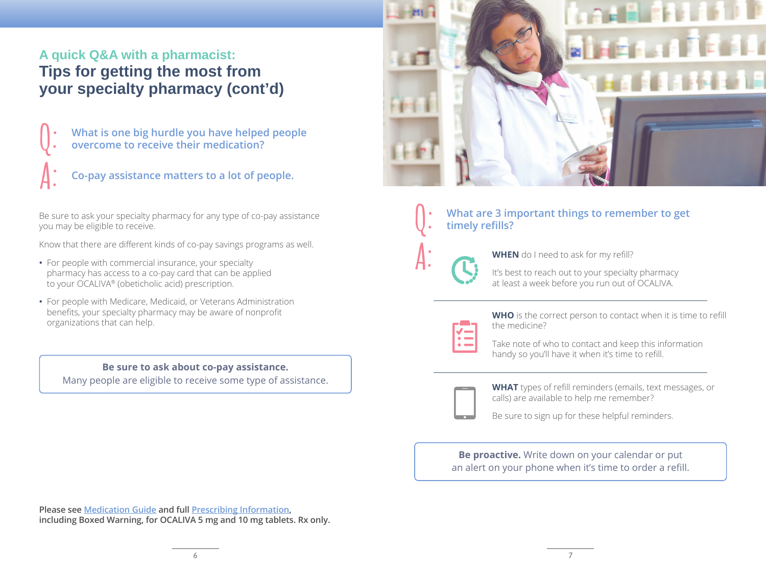## A quick Q&A with a pharmacist:

# Tips for getting the most from your specialty pharmacy (cont'd)

**Q:** What is one big hurdle you have helped people overcome to receive their medication?

**A:** Co-pay assistance matters to a lot of people.

Be sure to ask your specialty pharmacy for any type of co-pay assistance you may be eligible to receive.

Know that there are different kinds of co-pay savings programs as well.

- For people with commercial insurance, your specialty pharmacy has access to a co-pay card that can be applied to your OCALIVA® (obeticholic acid) prescription.
- For people with Medicare, Medicaid, or Veterans Administration benefits, your specialty pharmacy may be aware of nonprofit organizations that can help.

> **Be sure to ask about co-pay assistance.**
> Many people are eligible to receive some type of assistance.

**Q:** What are 3 important things to remember to get timely refills?

**A:**

**WHEN** do I need to ask for my refill?

It's best to reach out to your specialty pharmacy at least a week before you run out of OCALIVA.

---

**WHO** is the correct person to contact when it is time to refill the medicine?

Take note of who to contact and keep this information handy so you'll have it when it's time to refill.

---

**WHAT** types of refill reminders (emails, text messages, or calls) are available to help me remember?

Be sure to sign up for these helpful reminders.

> **Be proactive.** Write down on your calendar or put an alert on your phone when it's time to order a refill.

**Please see Medication Guide and full Prescribing Information, including Boxed Warning, for OCALIVA 5 mg and 10 mg tablets. Rx only.**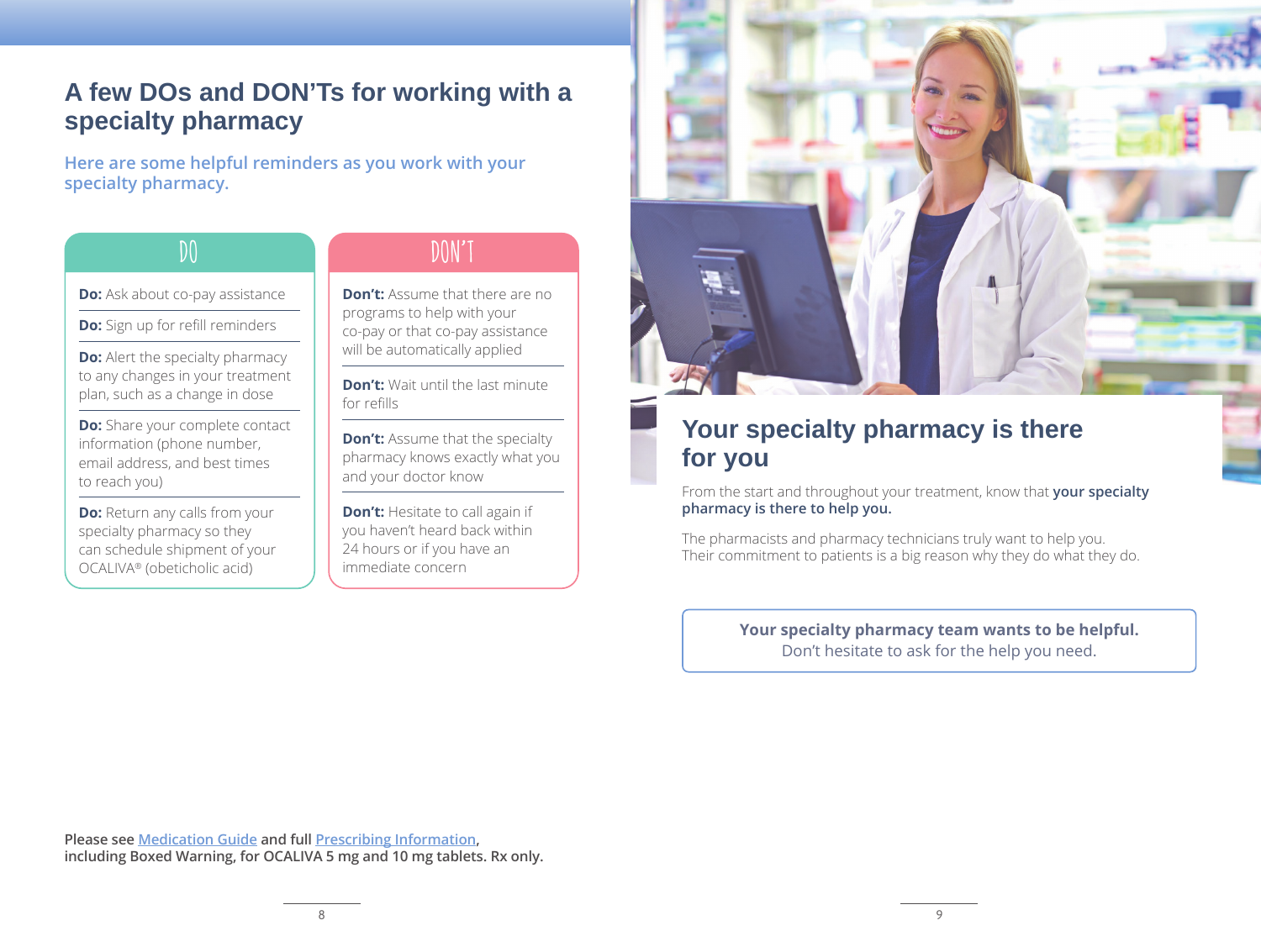## A few DOs and DON'Ts for working with a specialty pharmacy

Here are some helpful reminders as you work with your specialty pharmacy.

### DO

**Do:** Ask about co-pay assistance

**Do:** Sign up for refill reminders

**Do:** Alert the specialty pharmacy to any changes in your treatment plan, such as a change in dose

**Do:** Share your complete contact information (phone number, email address, and best times to reach you)

**Do:** Return any calls from your specialty pharmacy so they can schedule shipment of your OCALIVA® (obeticholic acid)

### DON'T

**Don't:** Assume that there are no programs to help with your co-pay or that co-pay assistance will be automatically applied

**Don't:** Wait until the last minute for refills

**Don't:** Assume that the specialty pharmacy knows exactly what you and your doctor know

**Don't:** Hesitate to call again if you haven't heard back within 24 hours or if you have an immediate concern

## Your specialty pharmacy is there for you

From the start and throughout your treatment, know that **your specialty pharmacy is there to help you.**

The pharmacists and pharmacy technicians truly want to help you. Their commitment to patients is a big reason why they do what they do.

**Your specialty pharmacy team wants to be helpful.**
Don't hesitate to ask for the help you need.

**Please see Medication Guide and full Prescribing Information, including Boxed Warning, for OCALIVA 5 mg and 10 mg tablets. Rx only.**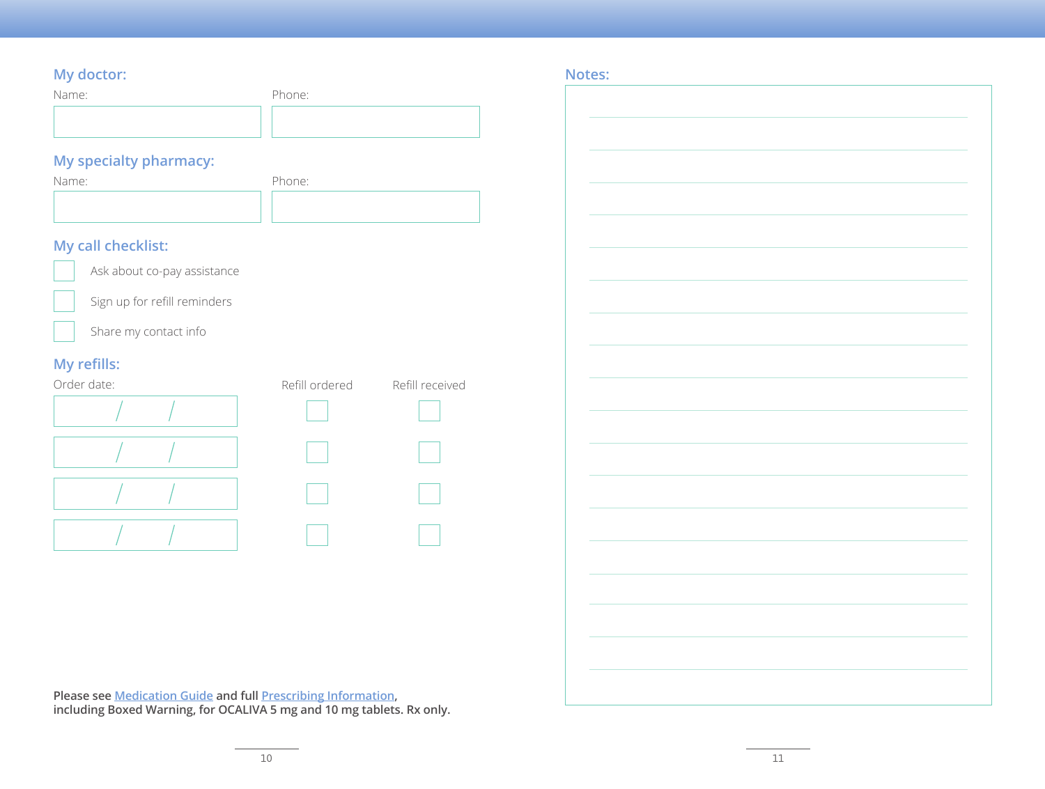## My doctor:

| Name: | Phone: |
| --- | --- |
| | |

## My specialty pharmacy:

| Name: | Phone: |
| --- | --- |
| | |

## My call checklist:

- [ ] Ask about co-pay assistance
- [ ] Sign up for refill reminders
- [ ] Share my contact info

## My refills:

| Order date: | Refill ordered | Refill received |
| --- | --- | --- |
| / / | ☐ | ☐ |
| / / | ☐ | ☐ |
| / / | ☐ | ☐ |
| / / | ☐ | ☐ |

**Please see Medication Guide and full Prescribing Information, including Boxed Warning, for OCALIVA 5 mg and 10 mg tablets. Rx only.**

## Notes: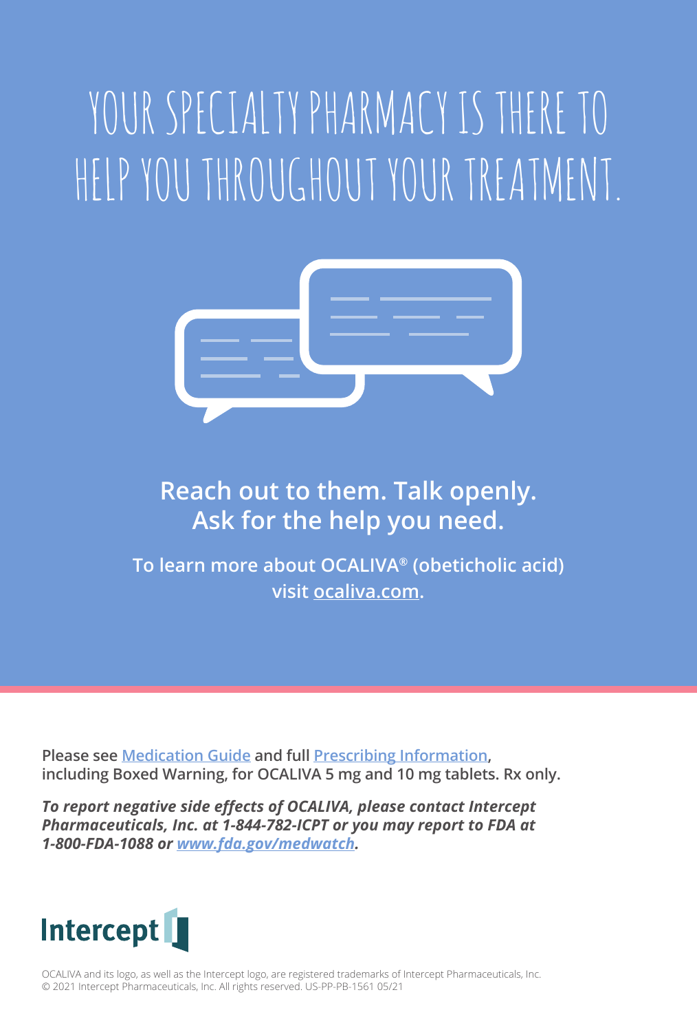# YOUR SPECIALTY PHARMACY IS THERE TO HELP YOU THROUGHOUT YOUR TREATMENT.

**Reach out to them. Talk openly. Ask for the help you need.**

**To learn more about OCALIVA® (obeticholic acid) visit ocaliva.com.**

**Please see Medication Guide and full Prescribing Information, including Boxed Warning, for OCALIVA 5 mg and 10 mg tablets. Rx only.**

***To report negative side effects of OCALIVA, please contact Intercept Pharmaceuticals, Inc. at 1-844-782-ICPT or you may report to FDA at 1-800-FDA-1088 or www.fda.gov/medwatch.***

Intercept

OCALIVA and its logo, as well as the Intercept logo, are registered trademarks of Intercept Pharmaceuticals, Inc.
© 2021 Intercept Pharmaceuticals, Inc. All rights reserved. US-PP-PB-1561 05/21